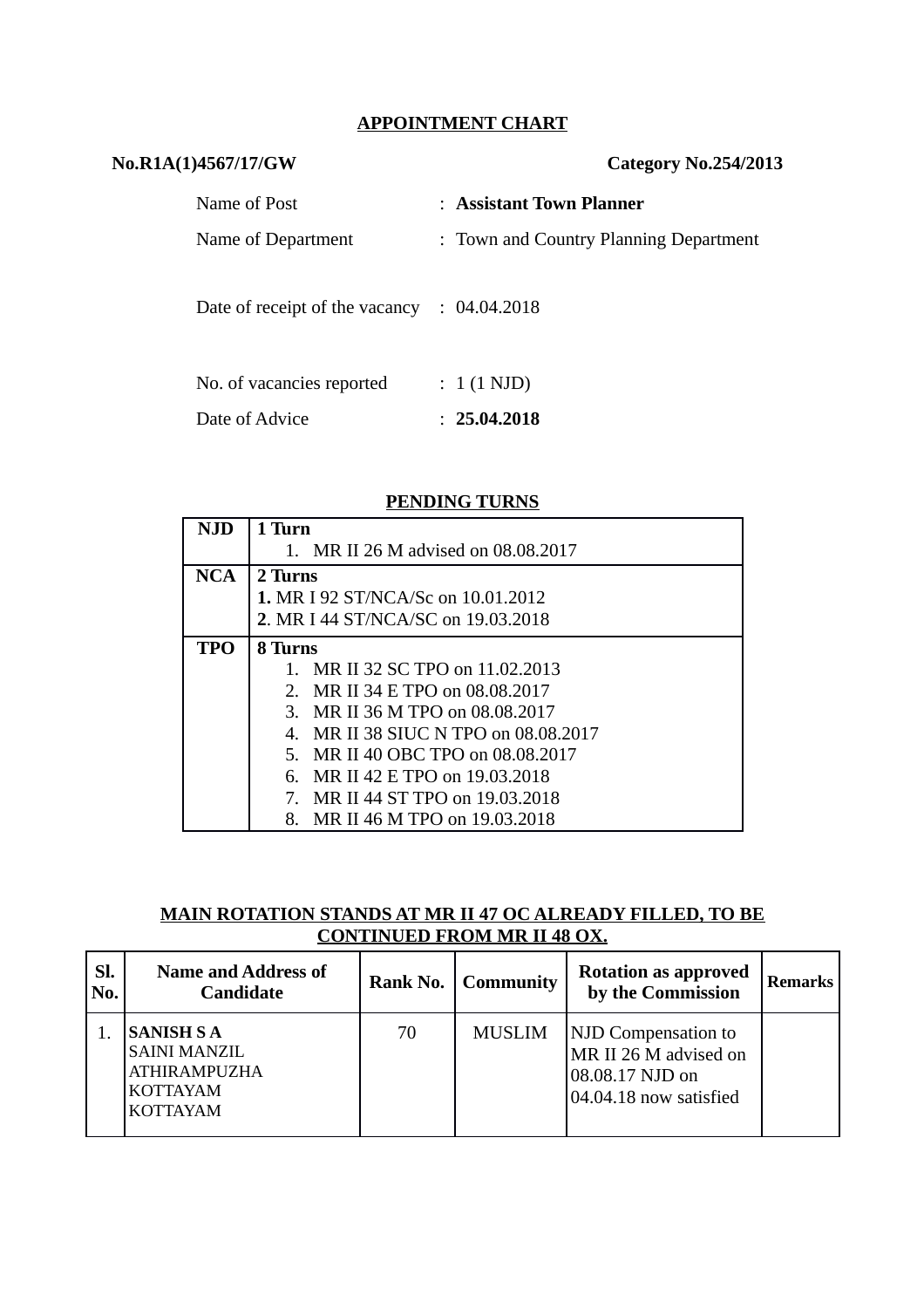## APPOINTMENT CHART

**No.R1A(1)4567/17/GW** **Category No.254/2013**

Name of Post : **Assistant Town Planner**

Name of Department : Town and Country Planning Department

Date of receipt of the vacancy : 04.04.2018

No. of vacancies reported : 1 (1 NJD)

Date of Advice : **25.04.2018**

### PENDING TURNS

| | |
|---|---|
| **NJD** | **1 Turn**<br>1. MR II 26 M advised on 08.08.2017 |
| **NCA** | **2 Turns**<br>**1.** MR I 92 ST/NCA/Sc on 10.01.2012<br>**2**. MR I 44 ST/NCA/SC on 19.03.2018 |
| **TPO** | **8 Turns**<br>1. MR II 32 SC TPO on 11.02.2013<br>2. MR II 34 E TPO on 08.08.2017<br>3. MR II 36 M TPO on 08.08.2017<br>4. MR II 38 SIUC N TPO on 08.08.2017<br>5. MR II 40 OBC TPO on 08.08.2017<br>6. MR II 42 E TPO on 19.03.2018<br>7. MR II 44 ST TPO on 19.03.2018<br>8. MR II 46 M TPO on 19.03.2018 |

### MAIN ROTATION STANDS AT MR II 47 OC ALREADY FILLED, TO BE CONTINUED FROM MR II 48 OX.

| Sl. No. | Name and Address of Candidate | Rank No. | Community | Rotation as approved by the Commission | Remarks |
|---|---|---|---|---|---|
| 1. | **SANISH S A**<br>SAINI MANZIL<br>ATHIRAMPUZHA<br>KOTTAYAM<br>KOTTAYAM | 70 | MUSLIM | NJD Compensation to MR II 26 M advised on 08.08.17 NJD on 04.04.18 now satisfied | |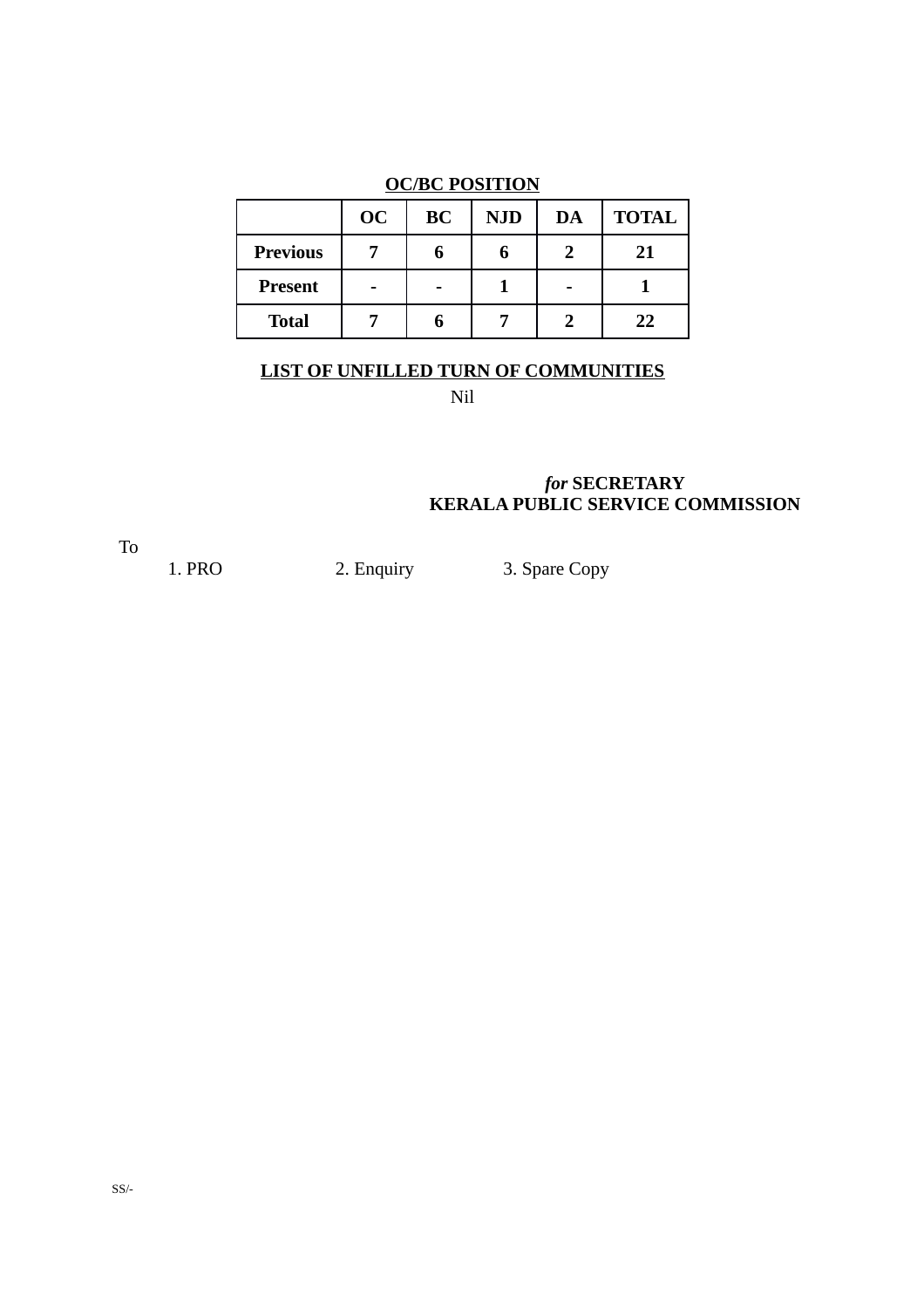**OC/BC POSITION**

| | OC | BC | NJD | DA | TOTAL |
|---|---|---|---|---|---|
| **Previous** | **7** | **6** | **6** | **2** | **21** |
| **Present** | **-** | **-** | **1** | **-** | **1** |
| **Total** | **7** | **6** | **7** | **2** | **22** |

**LIST OF UNFILLED TURN OF COMMUNITIES**

Nil

***for*** **SECRETARY**
**KERALA PUBLIC SERVICE COMMISSION**

To

1. PRO  2. Enquiry  3. Spare Copy

SS/-